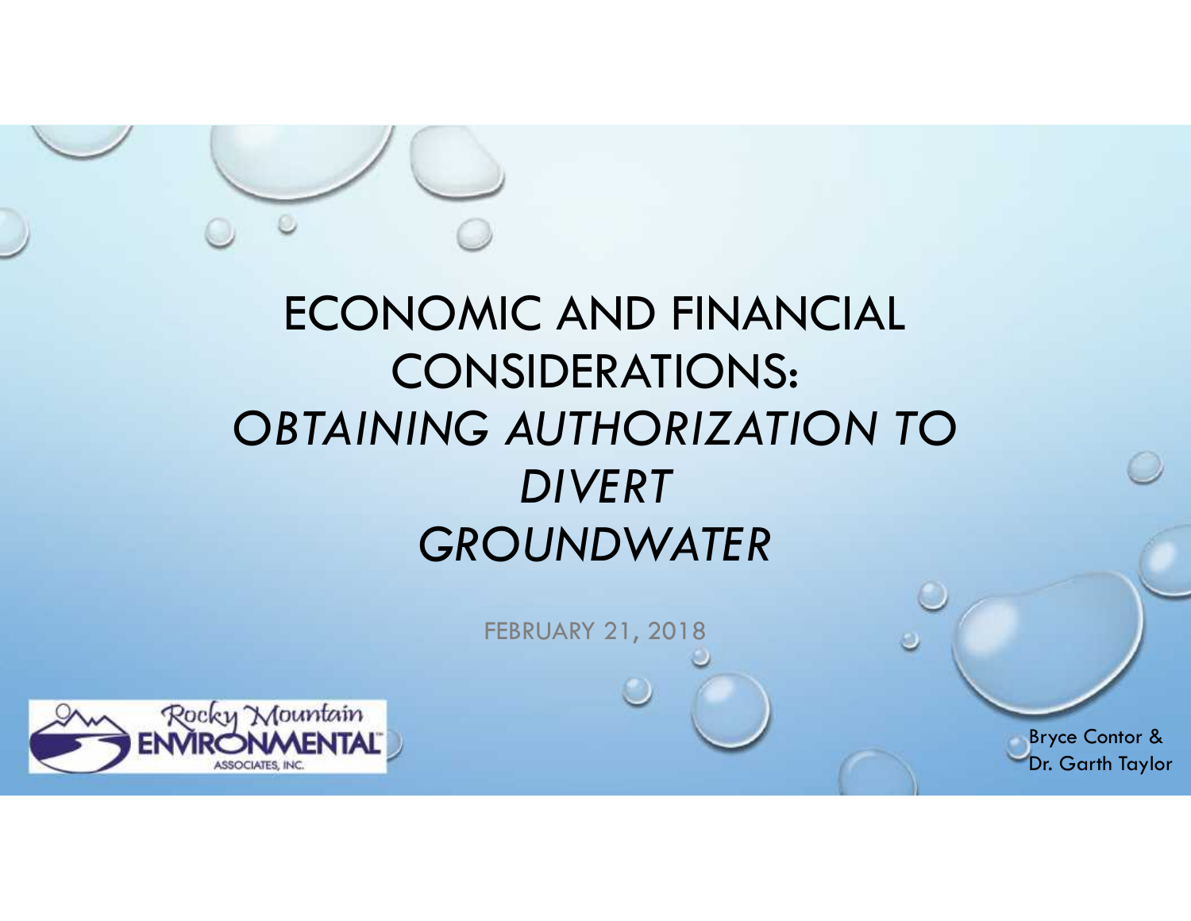# ECONOMIC AND FINANCIAL CONSIDERATIONS: *OBTAINING AUTHORIZATION TO DIVERT GROUNDWATER*

FEBRUARY 21, 2018

Rocky Mountain ENVIRONMENTAL ASSOCIATES, INC.

Bryce Contor &
Dr. Garth Taylor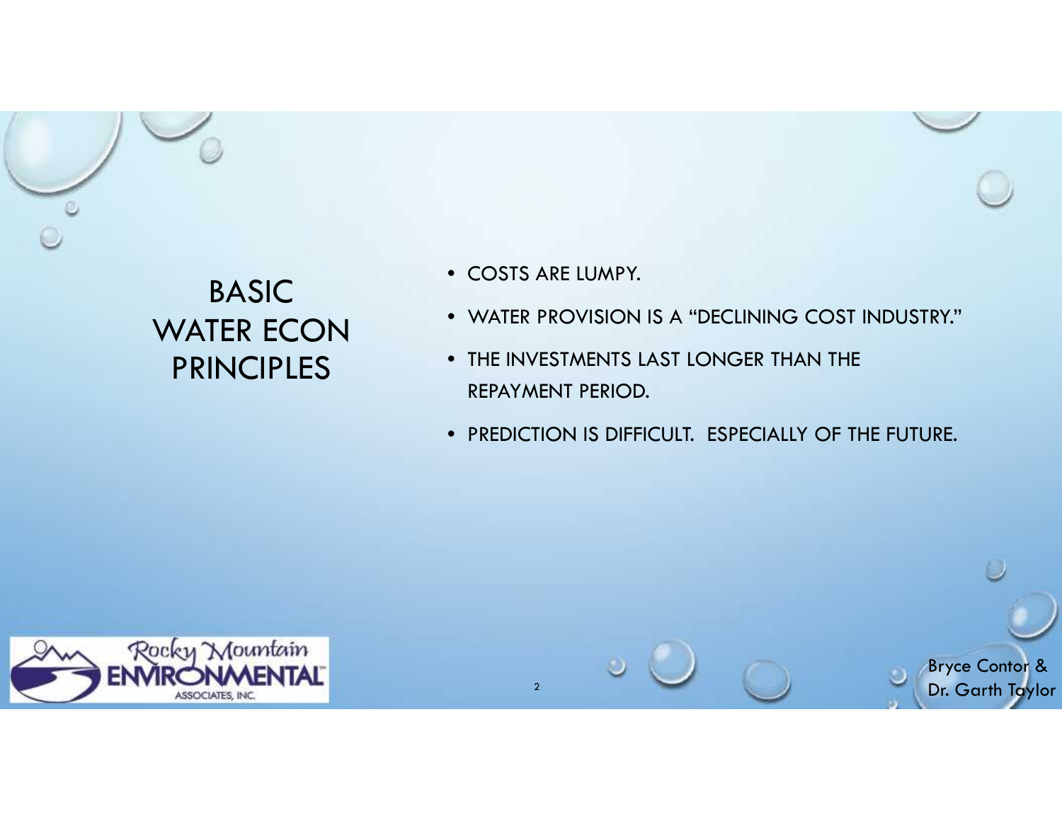# BASIC WATER ECON PRINCIPLES

- COSTS ARE LUMPY.
- WATER PROVISION IS A "DECLINING COST INDUSTRY."
- THE INVESTMENTS LAST LONGER THAN THE REPAYMENT PERIOD.
- PREDICTION IS DIFFICULT. ESPECIALLY OF THE FUTURE.

Bryce Contor & Dr. Garth Taylor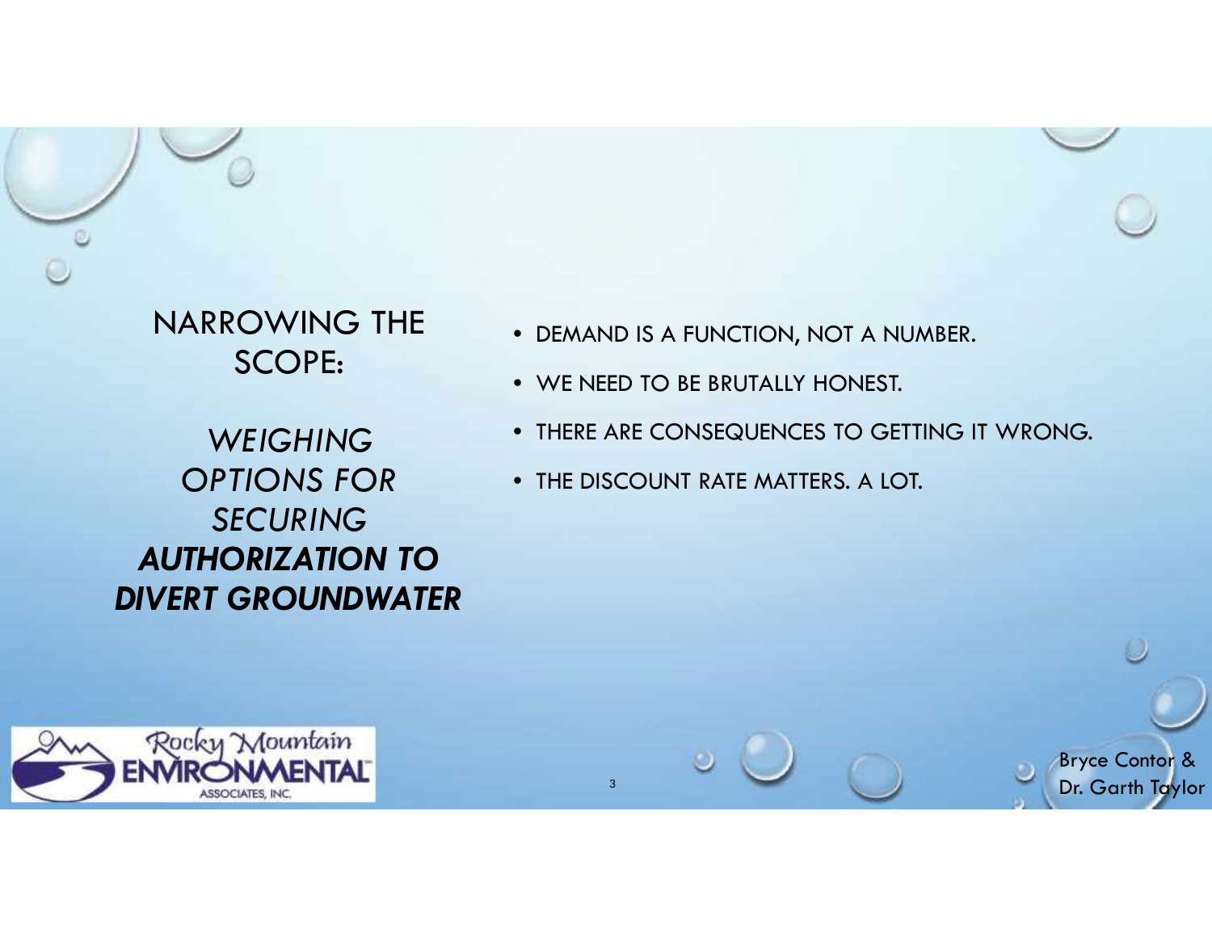# NARROWING THE SCOPE:

## *WEIGHING OPTIONS FOR SECURING* ***AUTHORIZATION TO DIVERT GROUNDWATER***

- DEMAND IS A FUNCTION, NOT A NUMBER.
- WE NEED TO BE BRUTALLY HONEST.
- THERE ARE CONSEQUENCES TO GETTING IT WRONG.
- THE DISCOUNT RATE MATTERS. A LOT.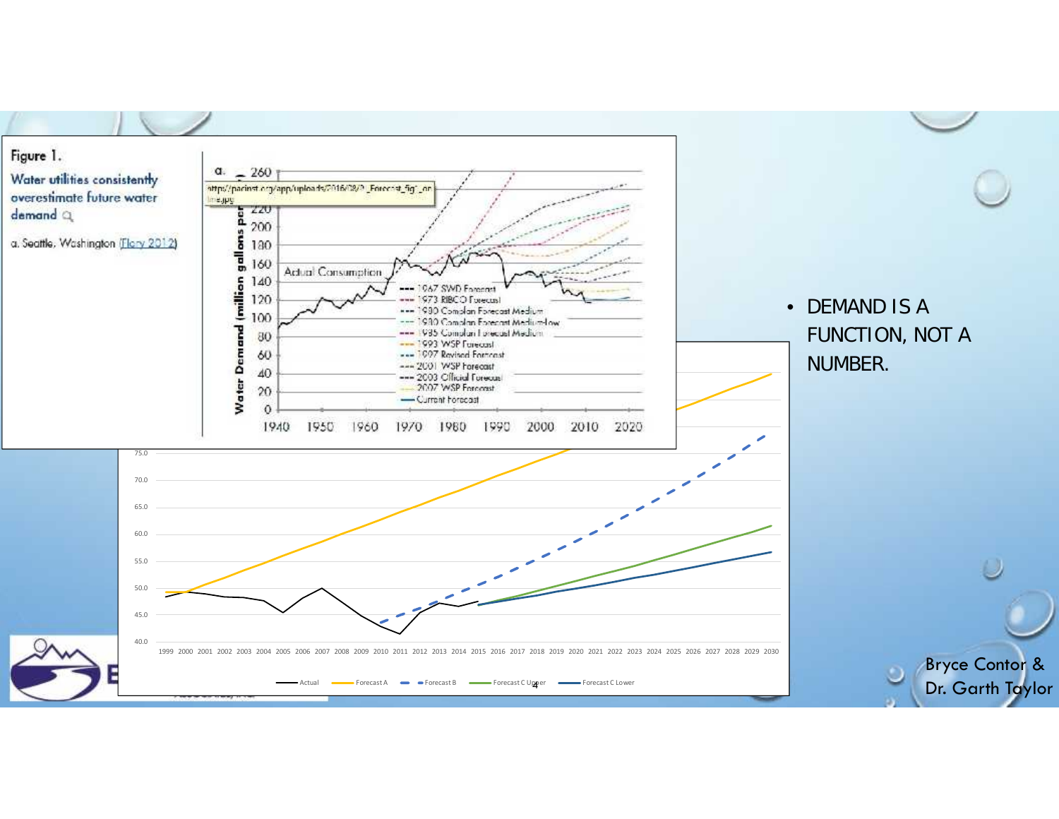Figure 1.

Water utilities consistently overestimate future water demand

a. Seattle, Washington (Flory 2012)

- DEMAND IS A FUNCTION, NOT A NUMBER.

Bryce Contor & Dr. Garth Taylor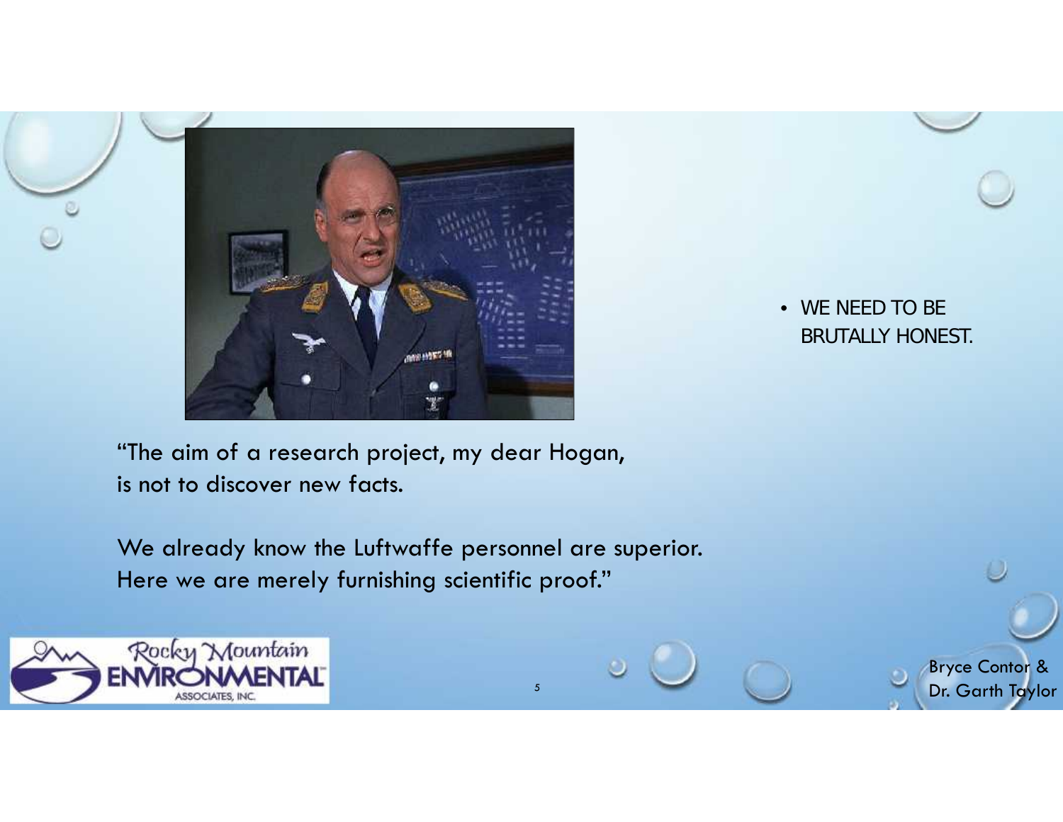"The aim of a research project, my dear Hogan, is not to discover new facts.

We already know the Luftwaffe personnel are superior. Here we are merely furnishing scientific proof."

- WE NEED TO BE BRUTALLY HONEST.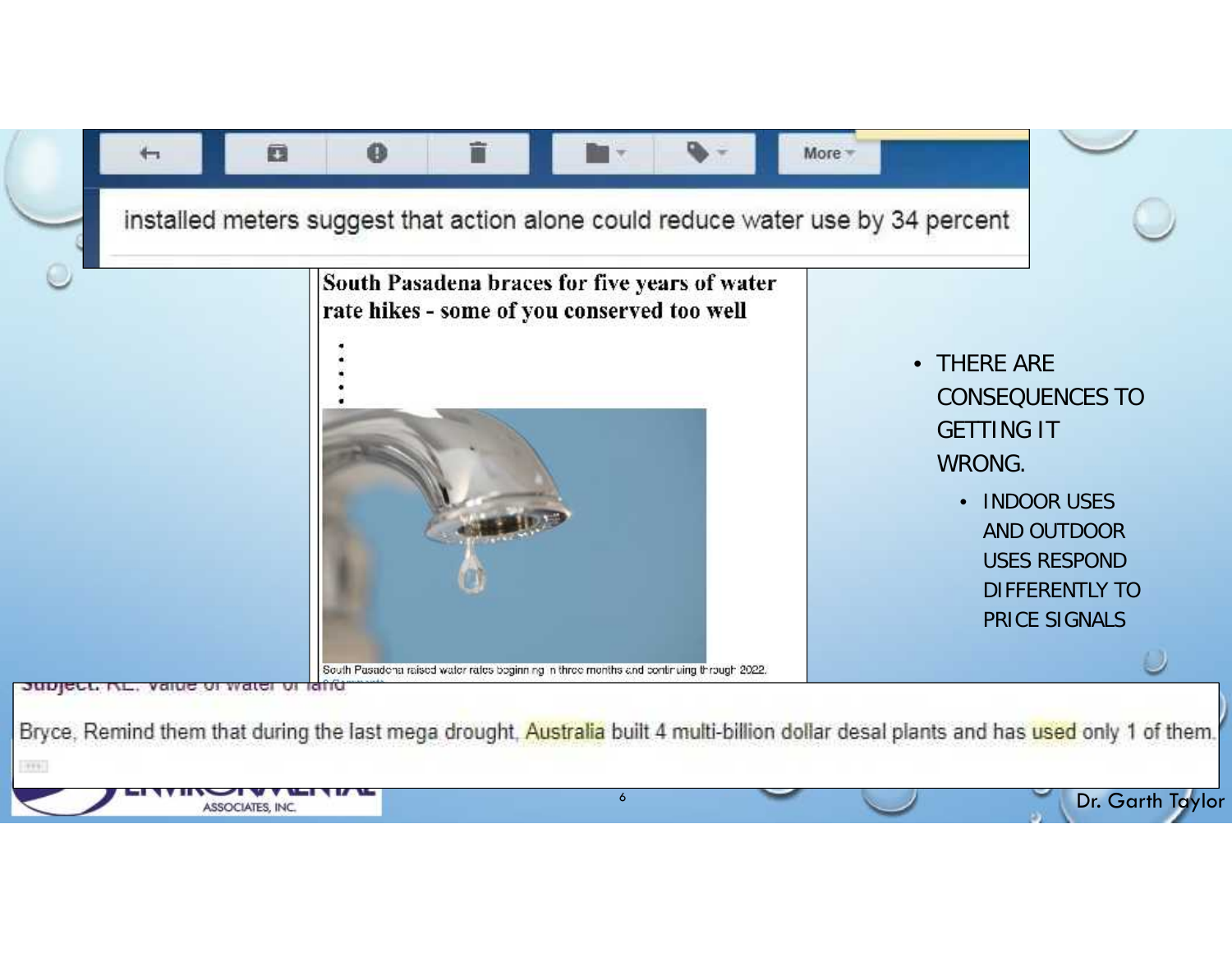installed meters suggest that action alone could reduce water use by 34 percent

**South Pasadena braces for five years of water rate hikes - some of you conserved too well**

South Pasadena raised water rates beginning in three months and continuing through 2022.

- THERE ARE CONSEQUENCES TO GETTING IT WRONG.
  - INDOOR USES AND OUTDOOR USES RESPOND DIFFERENTLY TO PRICE SIGNALS

Subject: RE: Value of water or land

Bryce, Remind them that during the last mega drought, Australia built 4 multi-billion dollar desal plants and has used only 1 of them.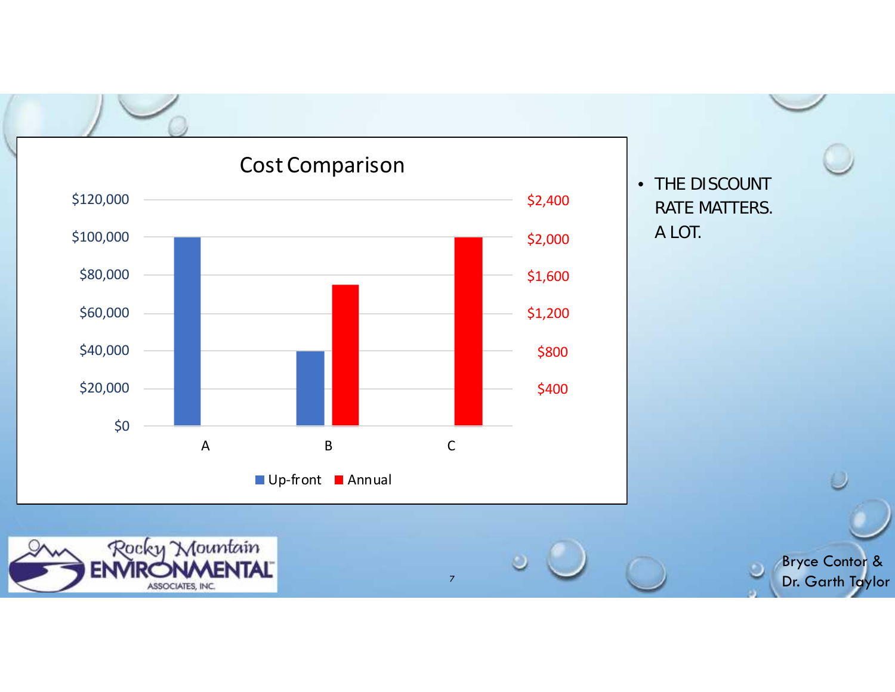## Cost Comparison

| | Up-front | Annual |
|---|---|---|
| A | $100,000 | |
| B | $40,000 | $1,500 |
| C | | $2,000 |

- THE DISCOUNT RATE MATTERS. A LOT.

Bryce Contor & Dr. Garth Taylor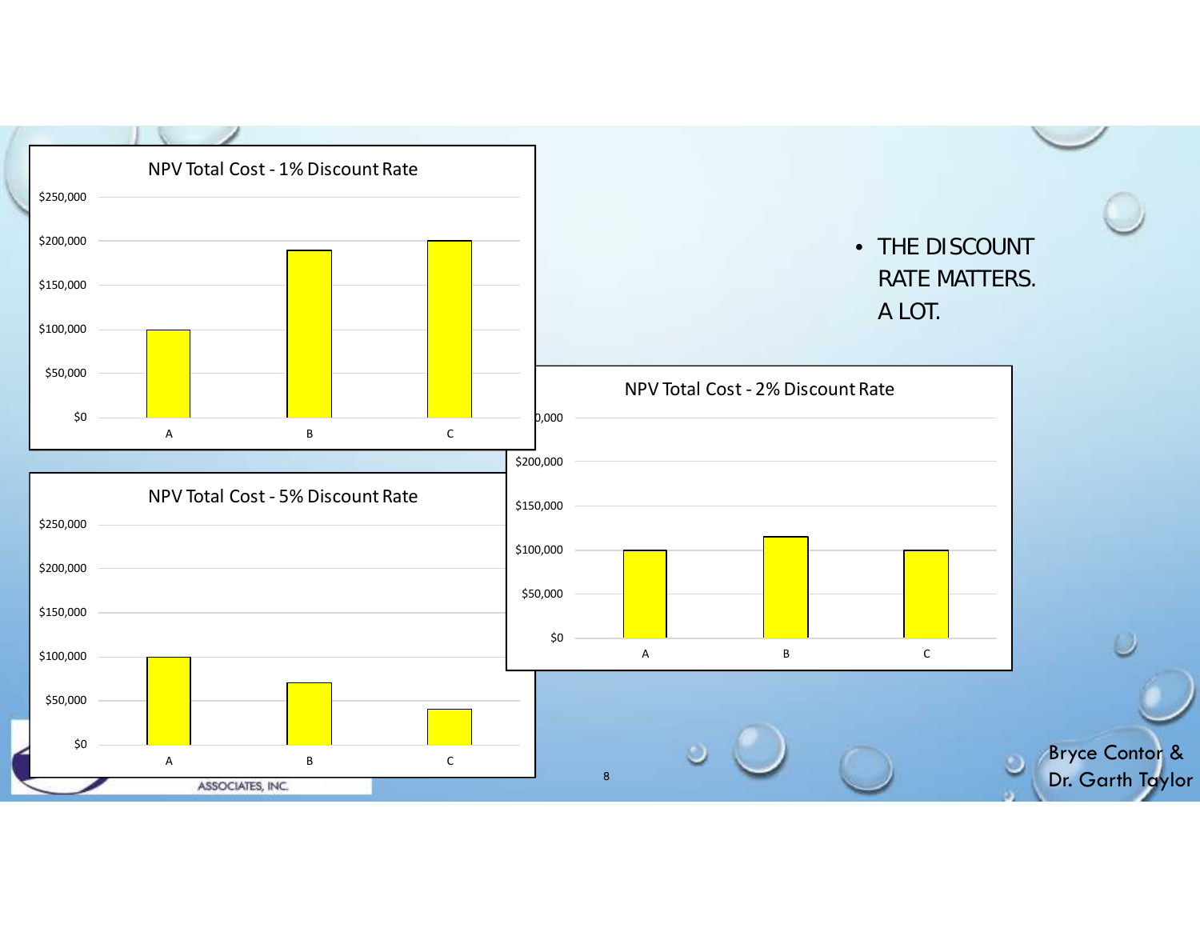NPV Total Cost - 1% Discount Rate

NPV Total Cost - 2% Discount Rate

NPV Total Cost - 5% Discount Rate

- THE DISCOUNT RATE MATTERS. A LOT.

Bryce Contor & Dr. Garth Taylor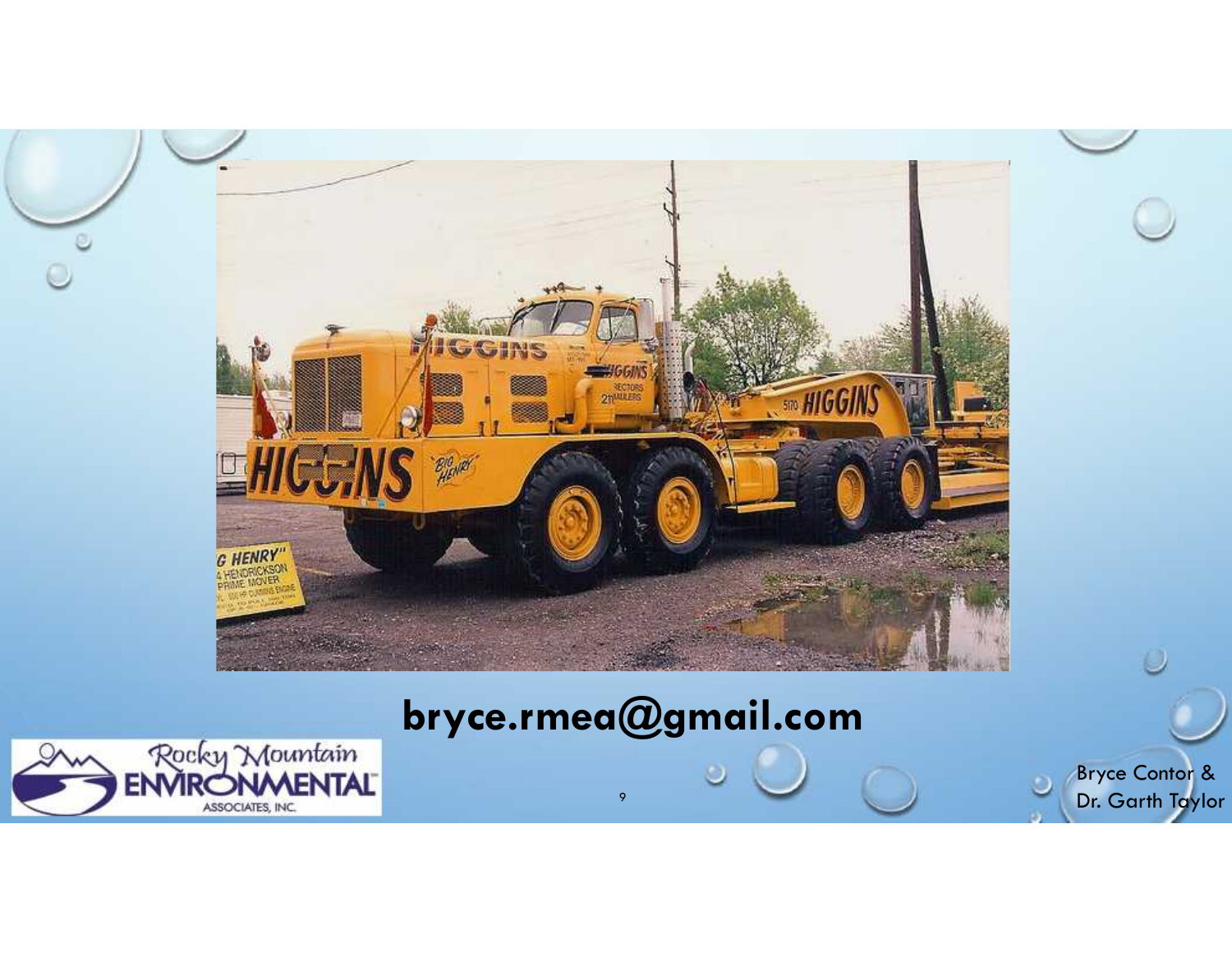**bryce.rmea@gmail.com**

Bryce Contor &
Dr. Garth Taylor